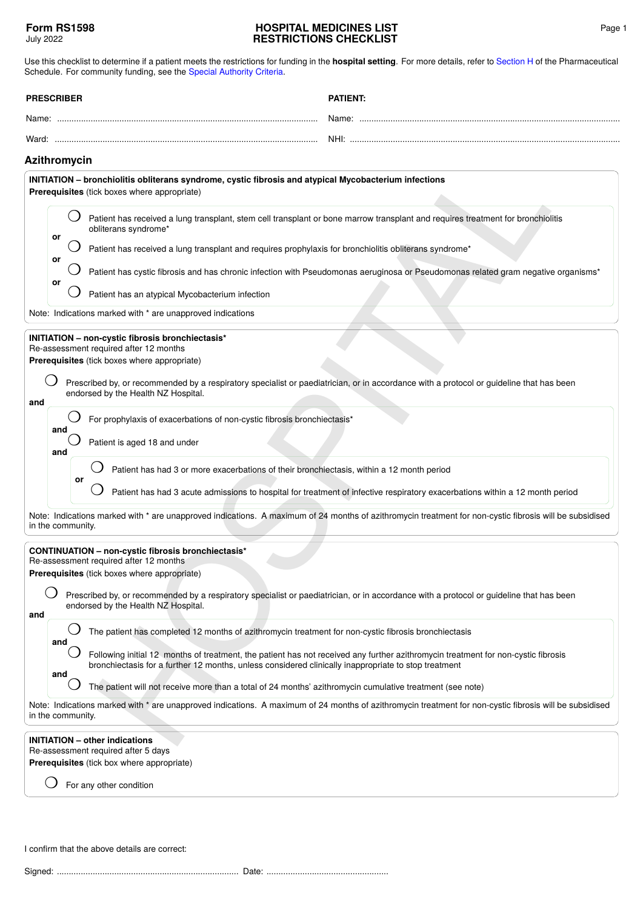**Form RS1598**
July 2022

# HOSPITAL MEDICINES LIST RESTRICTIONS CHECKLIST

Use this checklist to determine if a patient meets the restrictions for funding in the **hospital setting**. For more details, refer to Section H of the Pharmaceutical Schedule. For community funding, see the Special Authority Criteria.

| **PRESCRIBER** | **PATIENT:** |
|---|---|
| Name: .................................................. | Name: .................................................. |
| Ward: .................................................. | NHI: .................................................. |

## Azithromycin

**INITIATION – bronchiolitis obliterans syndrome, cystic fibrosis and atypical Mycobacterium infections**
**Prerequisites** (tick boxes where appropriate)

- ○ Patient has received a lung transplant, stem cell transplant or bone marrow transplant and requires treatment for bronchiolitis obliterans syndrome*

**or**

- ○ Patient has received a lung transplant and requires prophylaxis for bronchiolitis obliterans syndrome*

**or**

- ○ Patient has cystic fibrosis and has chronic infection with Pseudomonas aeruginosa or Pseudomonas related gram negative organisms*

**or**

- ○ Patient has an atypical Mycobacterium infection

Note: Indications marked with * are unapproved indications

**INITIATION – non-cystic fibrosis bronchiectasis***
Re-assessment required after 12 months
**Prerequisites** (tick boxes where appropriate)

- ○ Prescribed by, or recommended by a respiratory specialist or paediatrician, or in accordance with a protocol or guideline that has been endorsed by the Health NZ Hospital.

**and**

- ○ For prophylaxis of exacerbations of non-cystic fibrosis bronchiectasis*

  **and**

- ○ Patient is aged 18 and under

  **and**

  - ○ Patient has had 3 or more exacerbations of their bronchiectasis, within a 12 month period

    **or**

  - ○ Patient has had 3 acute admissions to hospital for treatment of infective respiratory exacerbations within a 12 month period

Note: Indications marked with * are unapproved indications. A maximum of 24 months of azithromycin treatment for non-cystic fibrosis will be subsidised in the community.

**CONTINUATION – non-cystic fibrosis bronchiectasis***
Re-assessment required after 12 months
**Prerequisites** (tick boxes where appropriate)

- ○ Prescribed by, or recommended by a respiratory specialist or paediatrician, or in accordance with a protocol or guideline that has been endorsed by the Health NZ Hospital.

**and**

- ○ The patient has completed 12 months of azithromycin treatment for non-cystic fibrosis bronchiectasis

  **and**

- ○ Following initial 12 months of treatment, the patient has not received any further azithromycin treatment for non-cystic fibrosis bronchiectasis for a further 12 months, unless considered clinically inappropriate to stop treatment

  **and**

- ○ The patient will not receive more than a total of 24 months' azithromycin cumulative treatment (see note)

Note: Indications marked with * are unapproved indications. A maximum of 24 months of azithromycin treatment for non-cystic fibrosis will be subsidised in the community.

**INITIATION – other indications**
Re-assessment required after 5 days
**Prerequisites** (tick box where appropriate)

- ○ For any other condition

I confirm that the above details are correct:

Signed: .................................................. Date: ..................................................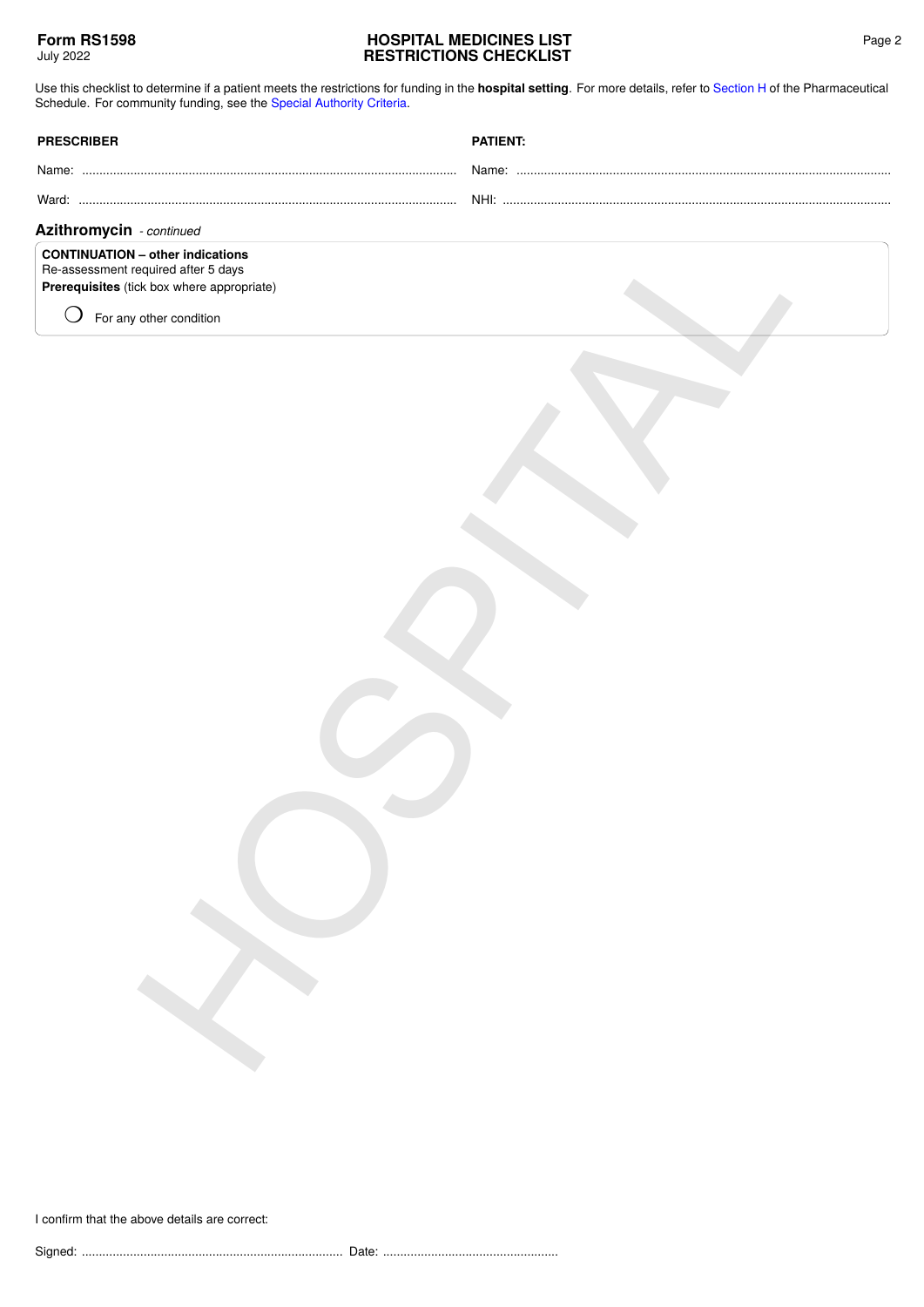Form RS1598
July 2022

**HOSPITAL MEDICINES LIST**
**RESTRICTIONS CHECKLIST**

Use this checklist to determine if a patient meets the restrictions for funding in the **hospital setting**. For more details, refer to Section H of the Pharmaceutical Schedule. For community funding, see the Special Authority Criteria.

**PRESCRIBER**

Name: ...........................................................................................................

Ward: ...........................................................................................................

**PATIENT:**

Name: ...........................................................................................................

NHI: ...........................................................................................................

## Azithromycin *- continued*

**CONTINUATION – other indications**
Re-assessment required after 5 days
**Prerequisites** (tick box where appropriate)

- ❍ For any other condition

I confirm that the above details are correct:

Signed: ........................................................................... Date: ..................................................